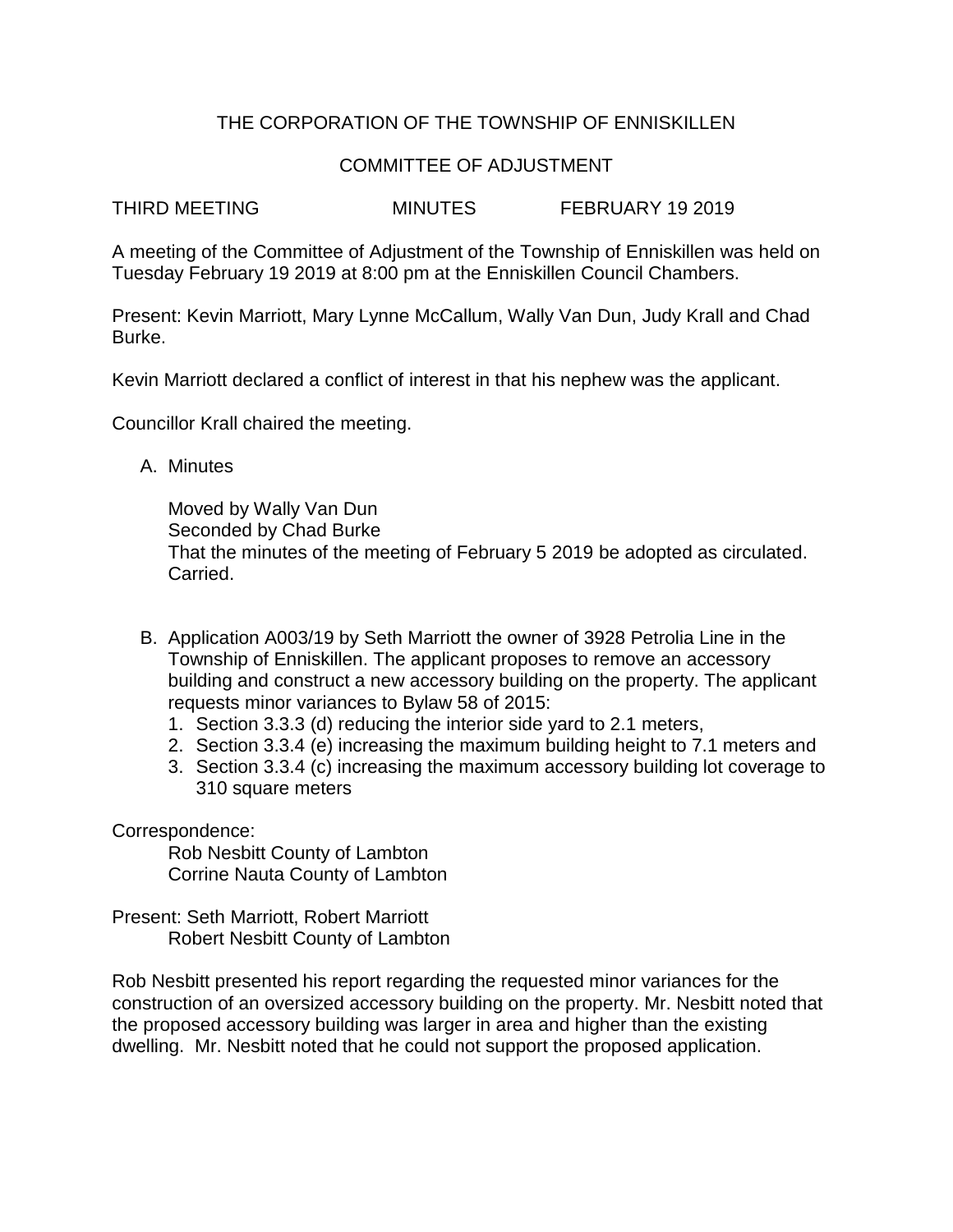# THE CORPORATION OF THE TOWNSHIP OF ENNISKILLEN

## COMMITTEE OF ADJUSTMENT

THIRD MEETING MINUTES FEBRUARY 19 2019

A meeting of the Committee of Adjustment of the Township of Enniskillen was held on Tuesday February 19 2019 at 8:00 pm at the Enniskillen Council Chambers.

Present: Kevin Marriott, Mary Lynne McCallum, Wally Van Dun, Judy Krall and Chad Burke.

Kevin Marriott declared a conflict of interest in that his nephew was the applicant.

Councillor Krall chaired the meeting.

A. Minutes

   Moved by Wally Van Dun
   Seconded by Chad Burke
   That the minutes of the meeting of February 5 2019 be adopted as circulated.
   Carried.

B. Application A003/19 by Seth Marriott the owner of 3928 Petrolia Line in the Township of Enniskillen. The applicant proposes to remove an accessory building and construct a new accessory building on the property. The applicant requests minor variances to Bylaw 58 of 2015:
   1. Section 3.3.3 (d) reducing the interior side yard to 2.1 meters,
   2. Section 3.3.4 (e) increasing the maximum building height to 7.1 meters and
   3. Section 3.3.4 (c) increasing the maximum accessory building lot coverage to 310 square meters

Correspondence:
   Rob Nesbitt County of Lambton
   Corrine Nauta County of Lambton

Present: Seth Marriott, Robert Marriott
   Robert Nesbitt County of Lambton

Rob Nesbitt presented his report regarding the requested minor variances for the construction of an oversized accessory building on the property. Mr. Nesbitt noted that the proposed accessory building was larger in area and higher than the existing dwelling. Mr. Nesbitt noted that he could not support the proposed application.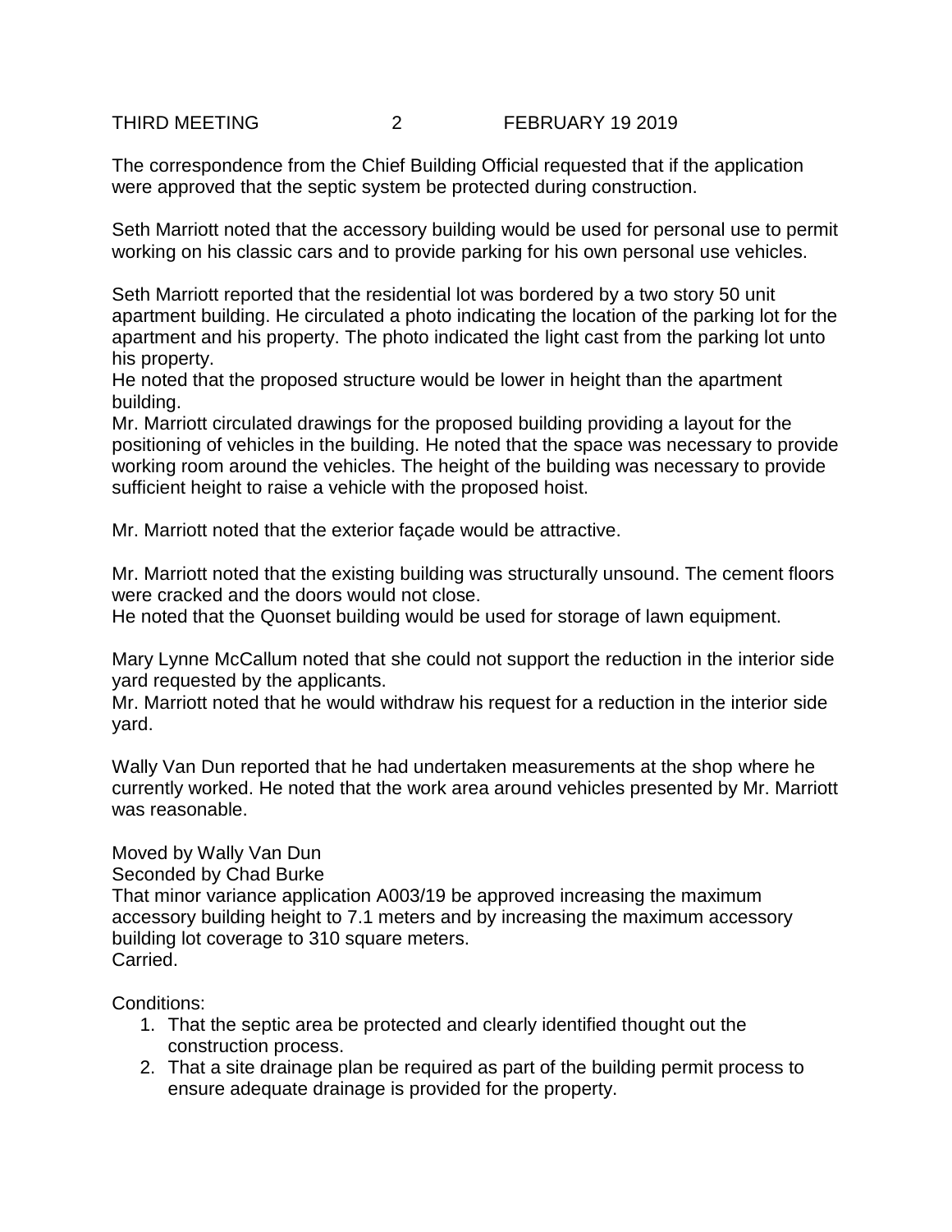The correspondence from the Chief Building Official requested that if the application were approved that the septic system be protected during construction.

Seth Marriott noted that the accessory building would be used for personal use to permit working on his classic cars and to provide parking for his own personal use vehicles.

Seth Marriott reported that the residential lot was bordered by a two story 50 unit apartment building. He circulated a photo indicating the location of the parking lot for the apartment and his property. The photo indicated the light cast from the parking lot unto his property.
He noted that the proposed structure would be lower in height than the apartment building.
Mr. Marriott circulated drawings for the proposed building providing a layout for the positioning of vehicles in the building. He noted that the space was necessary to provide working room around the vehicles. The height of the building was necessary to provide sufficient height to raise a vehicle with the proposed hoist.

Mr. Marriott noted that the exterior façade would be attractive.

Mr. Marriott noted that the existing building was structurally unsound. The cement floors were cracked and the doors would not close.
He noted that the Quonset building would be used for storage of lawn equipment.

Mary Lynne McCallum noted that she could not support the reduction in the interior side yard requested by the applicants.
Mr. Marriott noted that he would withdraw his request for a reduction in the interior side yard.

Wally Van Dun reported that he had undertaken measurements at the shop where he currently worked. He noted that the work area around vehicles presented by Mr. Marriott was reasonable.

Moved by Wally Van Dun
Seconded by Chad Burke
That minor variance application A003/19 be approved increasing the maximum accessory building height to 7.1 meters and by increasing the maximum accessory building lot coverage to 310 square meters.
Carried.

Conditions:

1. That the septic area be protected and clearly identified thought out the construction process.
2. That a site drainage plan be required as part of the building permit process to ensure adequate drainage is provided for the property.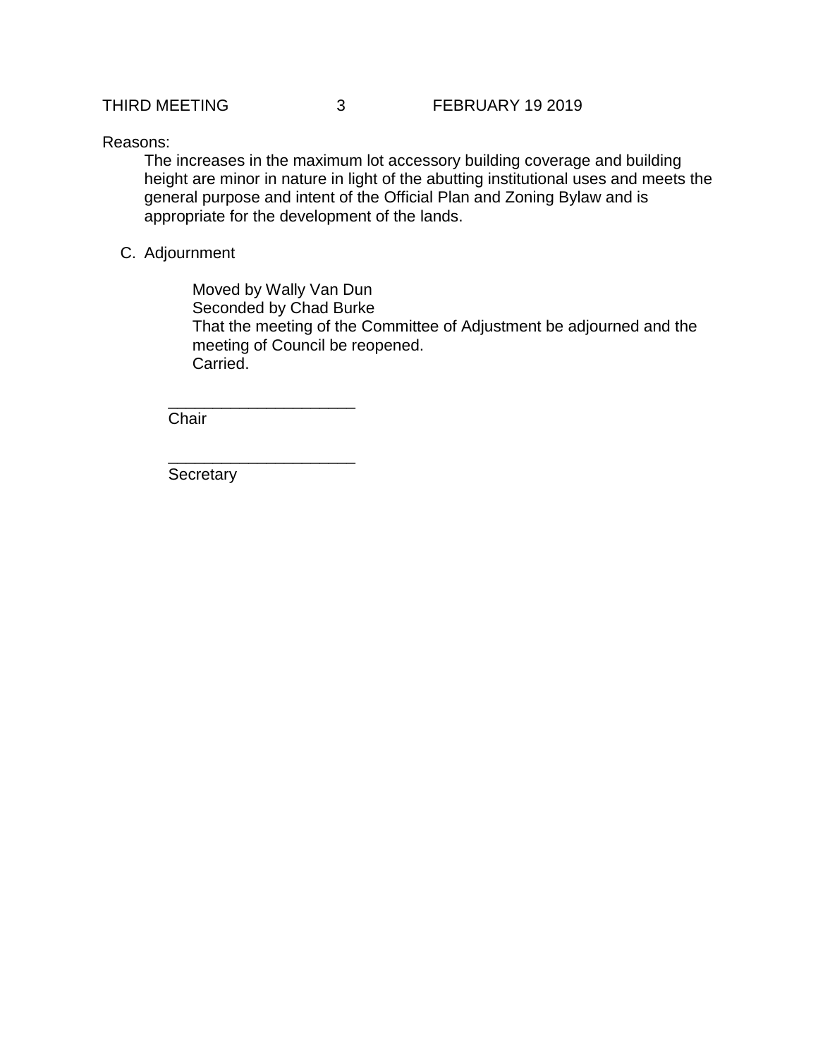Reasons:

The increases in the maximum lot accessory building coverage and building height are minor in nature in light of the abutting institutional uses and meets the general purpose and intent of the Official Plan and Zoning Bylaw and is appropriate for the development of the lands.

C. Adjournment

Moved by Wally Van Dun
Seconded by Chad Burke
That the meeting of the Committee of Adjustment be adjourned and the meeting of Council be reopened.
Carried.

_____________________
Chair

_____________________
Secretary